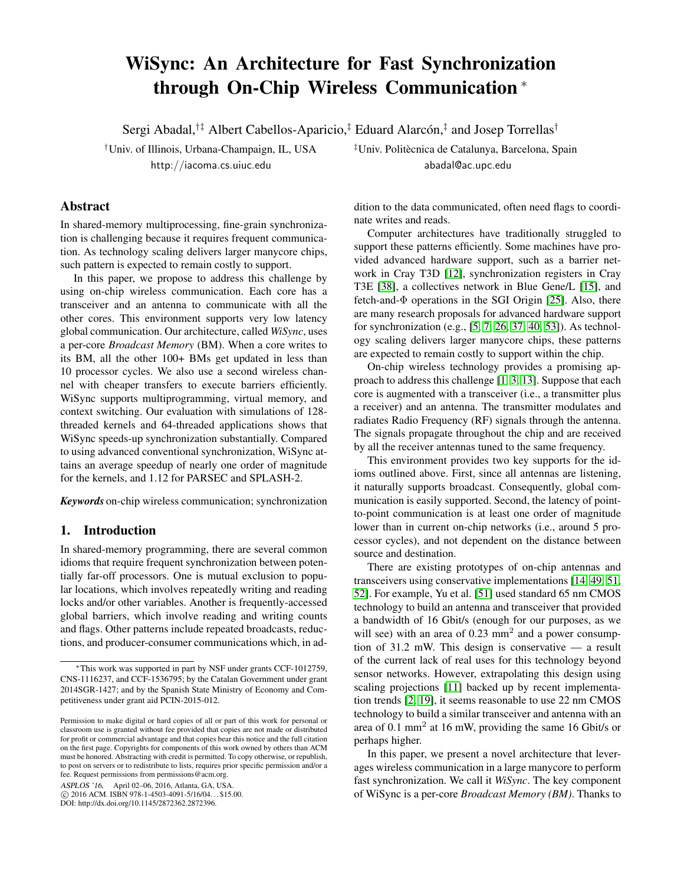# WiSync: An Architecture for Fast Synchronization through On-Chip Wireless Communication *

Sergi Abadal,[†‡] Albert Cabellos-Aparicio,[‡] Eduard Alarcón,[‡] and Josep Torrellas[†]

[†]Univ. of Illinois, Urbana-Champaign, IL, USA
http://iacoma.cs.uiuc.edu

[‡]Univ. Politècnica de Catalunya, Barcelona, Spain
abadal@ac.upc.edu

## Abstract

In shared-memory multiprocessing, fine-grain synchronization is challenging because it requires frequent communication. As technology scaling delivers larger manycore chips, such pattern is expected to remain costly to support.

In this paper, we propose to address this challenge by using on-chip wireless communication. Each core has a transceiver and an antenna to communicate with all the other cores. This environment supports very low latency global communication. Our architecture, called *WiSync*, uses a per-core *Broadcast Memory* (BM). When a core writes to its BM, all the other 100+ BMs get updated in less than 10 processor cycles. We also use a second wireless channel with cheaper transfers to execute barriers efficiently. WiSync supports multiprogramming, virtual memory, and context switching. Our evaluation with simulations of 128-threaded kernels and 64-threaded applications shows that WiSync speeds-up synchronization substantially. Compared to using advanced conventional synchronization, WiSync attains an average speedup of nearly one order of magnitude for the kernels, and 1.12 for PARSEC and SPLASH-2.

***Keywords*** on-chip wireless communication; synchronization

## 1. Introduction

In shared-memory programming, there are several common idioms that require frequent synchronization between potentially far-off processors. One is mutual exclusion to popular locations, which involves repeatedly writing and reading locks and/or other variables. Another is frequently-accessed global barriers, which involve reading and writing counts and flags. Other patterns include repeated broadcasts, reductions, and producer-consumer communications which, in addition to the data communicated, often need flags to coordinate writes and reads.

Computer architectures have traditionally struggled to support these patterns efficiently. Some machines have provided advanced hardware support, such as a barrier network in Cray T3D [12], synchronization registers in Cray T3E [38], a collectives network in Blue Gene/L [15], and fetch-and-Φ operations in the SGI Origin [25]. Also, there are many research proposals for advanced hardware support for synchronization (e.g., [5, 7, 26, 37, 40, 53]). As technology scaling delivers larger manycore chips, these patterns are expected to remain costly to support within the chip.

On-chip wireless technology provides a promising approach to address this challenge [1, 3, 13]. Suppose that each core is augmented with a transceiver (i.e., a transmitter plus a receiver) and an antenna. The transmitter modulates and radiates Radio Frequency (RF) signals through the antenna. The signals propagate throughout the chip and are received by all the receiver antennas tuned to the same frequency.

This environment provides two key supports for the idioms outlined above. First, since all antennas are listening, it naturally supports broadcast. Consequently, global communication is easily supported. Second, the latency of point-to-point communication is at least one order of magnitude lower than in current on-chip networks (i.e., around 5 processor cycles), and not dependent on the distance between source and destination.

There are existing prototypes of on-chip antennas and transceivers using conservative implementations [14, 49, 51, 52]. For example, Yu et al. [51] used standard 65 nm CMOS technology to build an antenna and transceiver that provided a bandwidth of 16 Gbit/s (enough for our purposes, as we will see) with an area of 0.23 mm$^2$ and a power consumption of 31.2 mW. This design is conservative — a result of the current lack of real uses for this technology beyond sensor networks. However, extrapolating this design using scaling projections [11] backed up by recent implementation trends [2, 19], it seems reasonable to use 22 nm CMOS technology to build a similar transceiver and antenna with an area of 0.1 mm$^2$ at 16 mW, providing the same 16 Gbit/s or perhaps higher.

In this paper, we present a novel architecture that leverages wireless communication in a large manycore to perform fast synchronization. We call it *WiSync*. The key component of WiSync is a per-core *Broadcast Memory (BM)*. Thanks to

---

*This work was supported in part by NSF under grants CCF-1012759, CNS-1116237, and CCF-1536795; by the Catalan Government under grant 2014SGR-1427; and by the Spanish State Ministry of Economy and Competitiveness under grant aid PCIN-2015-012.

Permission to make digital or hard copies of all or part of this work for personal or classroom use is granted without fee provided that copies are not made or distributed for profit or commercial advantage and that copies bear this notice and the full citation on the first page. Copyrights for components of this work owned by others than ACM must be honored. Abstracting with credit is permitted. To copy otherwise, or republish, to post on servers or to redistribute to lists, requires prior specific permission and/or a fee. Request permissions from permissions@acm.org.

*ASPLOS '16*, April 02–06, 2016, Atlanta, GA, USA.
© 2016 ACM. ISBN 978-1-4503-4091-5/16/04…$15.00.
DOI: http://dx.doi.org/10.1145/2872362.2872396.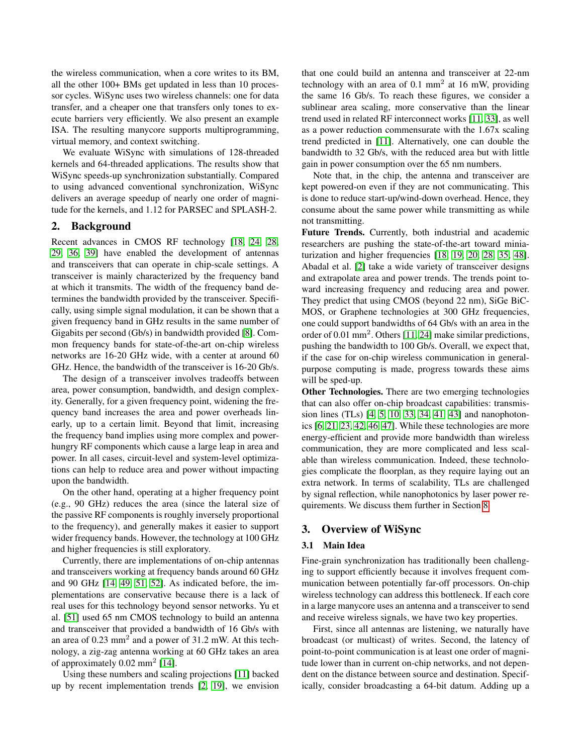the wireless communication, when a core writes to its BM, all the other 100+ BMs get updated in less than 10 processor cycles. WiSync uses two wireless channels: one for data transfer, and a cheaper one that transfers only tones to execute barriers very efficiently. We also present an example ISA. The resulting manycore supports multiprogramming, virtual memory, and context switching.

We evaluate WiSync with simulations of 128-threaded kernels and 64-threaded applications. The results show that WiSync speeds-up synchronization substantially. Compared to using advanced conventional synchronization, WiSync delivers an average speedup of nearly one order of magnitude for the kernels, and 1.12 for PARSEC and SPLASH-2.

## 2. Background

Recent advances in CMOS RF technology [18, 24, 28, 29, 36, 39] have enabled the development of antennas and transceivers that can operate in chip-scale settings. A transceiver is mainly characterized by the frequency band at which it transmits. The width of the frequency band determines the bandwidth provided by the transceiver. Specifically, using simple signal modulation, it can be shown that a given frequency band in GHz results in the same number of Gigabits per second (Gb/s) in bandwidth provided [8]. Common frequency bands for state-of-the-art on-chip wireless networks are 16-20 GHz wide, with a center at around 60 GHz. Hence, the bandwidth of the transceiver is 16-20 Gb/s.

The design of a transceiver involves tradeoffs between area, power consumption, bandwidth, and design complexity. Generally, for a given frequency point, widening the frequency band increases the area and power overheads linearly, up to a certain limit. Beyond that limit, increasing the frequency band implies using more complex and power-hungry RF components which cause a large leap in area and power. In all cases, circuit-level and system-level optimizations can help to reduce area and power without impacting upon the bandwidth.

On the other hand, operating at a higher frequency point (e.g., 90 GHz) reduces the area (since the lateral size of the passive RF components is roughly inversely proportional to the frequency), and generally makes it easier to support wider frequency bands. However, the technology at 100 GHz and higher frequencies is still exploratory.

Currently, there are implementations of on-chip antennas and transceivers working at frequency bands around 60 GHz and 90 GHz [14, 49, 51, 52]. As indicated before, the implementations are conservative because there is a lack of real uses for this technology beyond sensor networks. Yu et al. [51] used 65 nm CMOS technology to build an antenna and transceiver that provided a bandwidth of 16 Gb/s with an area of 0.23 mm$^2$ and a power of 31.2 mW. At this technology, a zig-zag antenna working at 60 GHz takes an area of approximately 0.02 mm$^2$ [14].

Using these numbers and scaling projections [11] backed up by recent implementation trends [2, 19], we envision that one could build an antenna and transceiver at 22-nm technology with an area of 0.1 mm$^2$ at 16 mW, providing the same 16 Gb/s. To reach these figures, we consider a sublinear area scaling, more conservative than the linear trend used in related RF interconnect works [11, 33], as well as a power reduction commensurate with the 1.67x scaling trend predicted in [11]. Alternatively, one can double the bandwidth to 32 Gb/s, with the reduced area but with little gain in power consumption over the 65 nm numbers.

Note that, in the chip, the antenna and transceiver are kept powered-on even if they are not communicating. This is done to reduce start-up/wind-down overhead. Hence, they consume about the same power while transmitting as while not transmitting.

**Future Trends.** Currently, both industrial and academic researchers are pushing the state-of-the-art toward miniaturization and higher frequencies [18, 19, 20, 28, 35, 48]. Abadal et al. [2] take a wide variety of transceiver designs and extrapolate area and power trends. The trends point toward increasing frequency and reducing area and power. They predict that using CMOS (beyond 22 nm), SiGe BiCMOS, or Graphene technologies at 300 GHz frequencies, one could support bandwidths of 64 Gb/s with an area in the order of 0.01 mm$^2$. Others [11, 24] make similar predictions, pushing the bandwidth to 100 Gb/s. Overall, we expect that, if the case for on-chip wireless communication in general-purpose computing is made, progress towards these aims will be sped-up.

**Other Technologies.** There are two emerging technologies that can also offer on-chip broadcast capabilities: transmission lines (TLs) [4, 5, 10, 33, 34, 41, 43] and nanophotonics [6, 21, 23, 42, 46, 47]. While these technologies are more energy-efficient and provide more bandwidth than wireless communication, they are more complicated and less scalable than wireless communication. Indeed, these technologies complicate the floorplan, as they require laying out an extra network. In terms of scalability, TLs are challenged by signal reflection, while nanophotonics by laser power requirements. We discuss them further in Section 8.

## 3. Overview of WiSync

### 3.1 Main Idea

Fine-grain synchronization has traditionally been challenging to support efficiently because it involves frequent communication between potentially far-off processors. On-chip wireless technology can address this bottleneck. If each core in a large manycore uses an antenna and a transceiver to send and receive wireless signals, we have two key properties.

First, since all antennas are listening, we naturally have broadcast (or multicast) of writes. Second, the latency of point-to-point communication is at least one order of magnitude lower than in current on-chip networks, and not dependent on the distance between source and destination. Specifically, consider broadcasting a 64-bit datum. Adding up a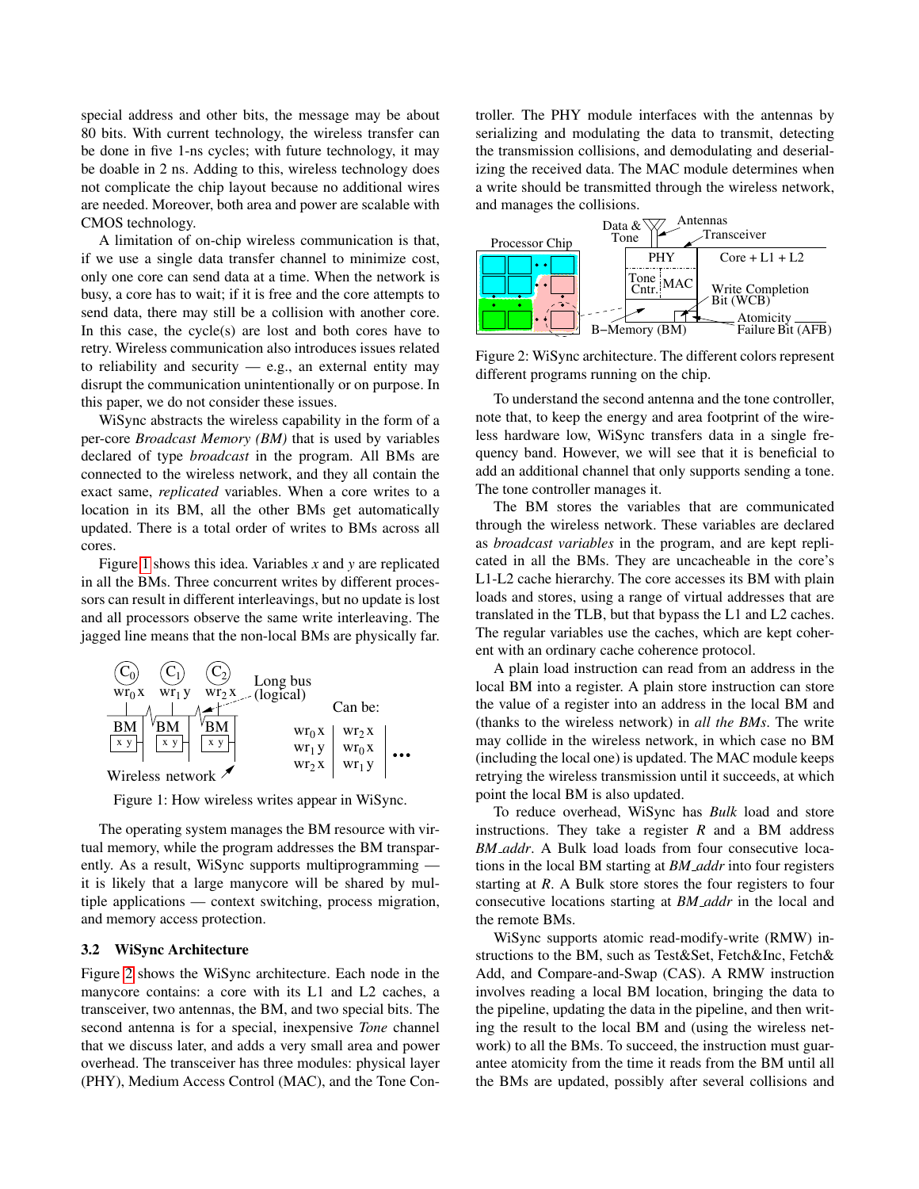special address and other bits, the message may be about 80 bits. With current technology, the wireless transfer can be done in five 1-ns cycles; with future technology, it may be doable in 2 ns. Adding to this, wireless technology does not complicate the chip layout because no additional wires are needed. Moreover, both area and power are scalable with CMOS technology.

A limitation of on-chip wireless communication is that, if we use a single data transfer channel to minimize cost, only one core can send data at a time. When the network is busy, a core has to wait; if it is free and the core attempts to send data, there may still be a collision with another core. In this case, the cycle(s) are lost and both cores have to retry. Wireless communication also introduces issues related to reliability and security — e.g., an external entity may disrupt the communication unintentionally or on purpose. In this paper, we do not consider these issues.

WiSync abstracts the wireless capability in the form of a per-core *Broadcast Memory (BM)* that is used by variables declared of type *broadcast* in the program. All BMs are connected to the wireless network, and they all contain the exact same, *replicated* variables. When a core writes to a location in its BM, all the other BMs get automatically updated. There is a total order of writes to BMs across all cores.

Figure 1 shows this idea. Variables *x* and *y* are replicated in all the BMs. Three concurrent writes by different processors can result in different interleavings, but no update is lost and all processors observe the same write interleaving. The jagged line means that the non-local BMs are physically far.

Figure 1: How wireless writes appear in WiSync.

The operating system manages the BM resource with virtual memory, while the program addresses the BM transparently. As a result, WiSync supports multiprogramming — it is likely that a large manycore will be shared by multiple applications — context switching, process migration, and memory access protection.

### 3.2 WiSync Architecture

Figure 2 shows the WiSync architecture. Each node in the manycore contains: a core with its L1 and L2 caches, a transceiver, two antennas, the BM, and two special bits. The second antenna is for a special, inexpensive *Tone* channel that we discuss later, and adds a very small area and power overhead. The transceiver has three modules: physical layer (PHY), Medium Access Control (MAC), and the Tone Controller. The PHY module interfaces with the antennas by serializing and modulating the data to transmit, detecting the transmission collisions, and demodulating and deserializing the received data. The MAC module determines when a write should be transmitted through the wireless network, and manages the collisions.

Figure 2: WiSync architecture. The different colors represent different programs running on the chip.

To understand the second antenna and the tone controller, note that, to keep the energy and area footprint of the wireless hardware low, WiSync transfers data in a single frequency band. However, we will see that it is beneficial to add an additional channel that only supports sending a tone. The tone controller manages it.

The BM stores the variables that are communicated through the wireless network. These variables are declared as *broadcast variables* in the program, and are kept replicated in all the BMs. They are uncacheable in the core's L1-L2 cache hierarchy. The core accesses its BM with plain loads and stores, using a range of virtual addresses that are translated in the TLB, but that bypass the L1 and L2 caches. The regular variables use the caches, which are kept coherent with an ordinary cache coherence protocol.

A plain load instruction can read from an address in the local BM into a register. A plain store instruction can store the value of a register into an address in the local BM and (thanks to the wireless network) in *all the BMs*. The write may collide in the wireless network, in which case no BM (including the local one) is updated. The MAC module keeps retrying the wireless transmission until it succeeds, at which point the local BM is also updated.

To reduce overhead, WiSync has *Bulk* load and store instructions. They take a register *R* and a BM address *BM_addr*. A Bulk load loads from four consecutive locations in the local BM starting at *BM_addr* into four registers starting at *R*. A Bulk store stores the four registers to four consecutive locations starting at *BM_addr* in the local and the remote BMs.

WiSync supports atomic read-modify-write (RMW) instructions to the BM, such as Test&Set, Fetch&Inc, Fetch&Add, and Compare-and-Swap (CAS). A RMW instruction involves reading a local BM location, bringing the data to the pipeline, updating the data in the pipeline, and then writing the result to the local BM and (using the wireless network) to all the BMs. To succeed, the instruction must guarantee atomicity from the time it reads from the BM until all the BMs are updated, possibly after several collisions and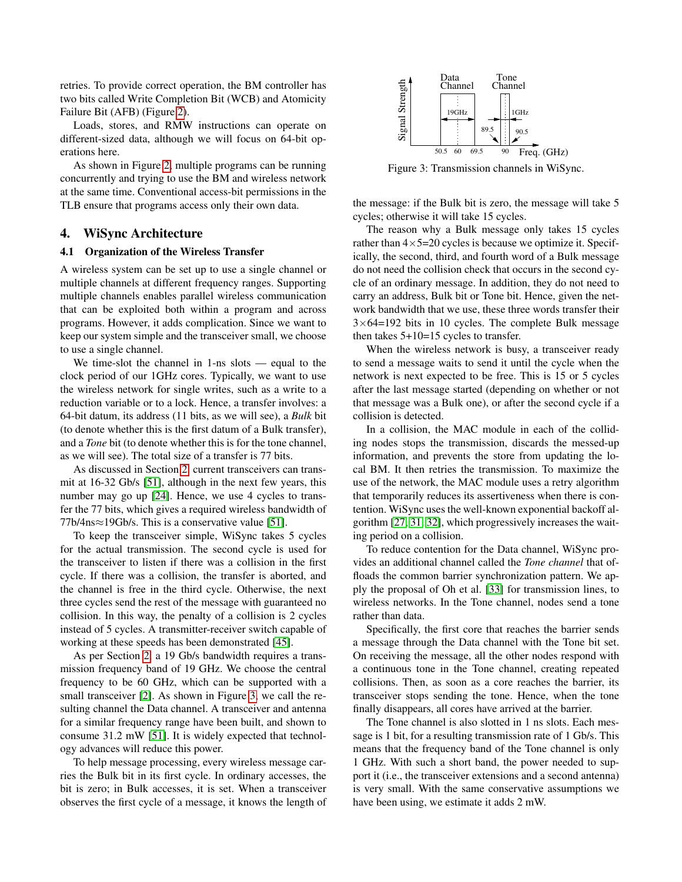retries. To provide correct operation, the BM controller has two bits called Write Completion Bit (WCB) and Atomicity Failure Bit (AFB) (Figure 2).

Loads, stores, and RMW instructions can operate on different-sized data, although we will focus on 64-bit operations here.

As shown in Figure 2, multiple programs can be running concurrently and trying to use the BM and wireless network at the same time. Conventional access-bit permissions in the TLB ensure that programs access only their own data.

## 4. WiSync Architecture

### 4.1 Organization of the Wireless Transfer

A wireless system can be set up to use a single channel or multiple channels at different frequency ranges. Supporting multiple channels enables parallel wireless communication that can be exploited both within a program and across programs. However, it adds complication. Since we want to keep our system simple and the transceiver small, we choose to use a single channel.

We time-slot the channel in 1-ns slots — equal to the clock period of our 1GHz cores. Typically, we want to use the wireless network for single writes, such as a write to a reduction variable or to a lock. Hence, a transfer involves: a 64-bit datum, its address (11 bits, as we will see), a *Bulk* bit (to denote whether this is the first datum of a Bulk transfer), and a *Tone* bit (to denote whether this is for the tone channel, as we will see). The total size of a transfer is 77 bits.

As discussed in Section 2, current transceivers can transmit at 16-32 Gb/s [51], although in the next few years, this number may go up [24]. Hence, we use 4 cycles to transfer the 77 bits, which gives a required wireless bandwidth of 77b/4ns≈19Gb/s. This is a conservative value [51].

To keep the transceiver simple, WiSync takes 5 cycles for the actual transmission. The second cycle is used for the transceiver to listen if there was a collision in the first cycle. If there was a collision, the transfer is aborted, and the channel is free in the third cycle. Otherwise, the next three cycles send the rest of the message with guaranteed no collision. In this way, the penalty of a collision is 2 cycles instead of 5 cycles. A transmitter-receiver switch capable of working at these speeds has been demonstrated [45].

As per Section 2, a 19 Gb/s bandwidth requires a transmission frequency band of 19 GHz. We choose the central frequency to be 60 GHz, which can be supported with a small transceiver [2]. As shown in Figure 3, we call the resulting channel the Data channel. A transceiver and antenna for a similar frequency range have been built, and shown to consume 31.2 mW [51]. It is widely expected that technology advances will reduce this power.

To help message processing, every wireless message carries the Bulk bit in its first cycle. In ordinary accesses, the bit is zero; in Bulk accesses, it is set. When a transceiver observes the first cycle of a message, it knows the length of the message: if the Bulk bit is zero, the message will take 5 cycles; otherwise it will take 15 cycles.

Figure 3: Transmission channels in WiSync.

The reason why a Bulk message only takes 15 cycles rather than 4×5=20 cycles is because we optimize it. Specifically, the second, third, and fourth word of a Bulk message do not need the collision check that occurs in the second cycle of an ordinary message. In addition, they do not need to carry an address, Bulk bit or Tone bit. Hence, given the network bandwidth that we use, these three words transfer their 3×64=192 bits in 10 cycles. The complete Bulk message then takes 5+10=15 cycles to transfer.

When the wireless network is busy, a transceiver ready to send a message waits to send it until the cycle when the network is next expected to be free. This is 15 or 5 cycles after the last message started (depending on whether or not that message was a Bulk one), or after the second cycle if a collision is detected.

In a collision, the MAC module in each of the colliding nodes stops the transmission, discards the messed-up information, and prevents the store from updating the local BM. It then retries the transmission. To maximize the use of the network, the MAC module uses a retry algorithm that temporarily reduces its assertiveness when there is contention. WiSync uses the well-known exponential backoff algorithm [27, 31, 32], which progressively increases the waiting period on a collision.

To reduce contention for the Data channel, WiSync provides an additional channel called the *Tone channel* that offloads the common barrier synchronization pattern. We apply the proposal of Oh et al. [33] for transmission lines, to wireless networks. In the Tone channel, nodes send a tone rather than data.

Specifically, the first core that reaches the barrier sends a message through the Data channel with the Tone bit set. On receiving the message, all the other nodes respond with a continuous tone in the Tone channel, creating repeated collisions. Then, as soon as a core reaches the barrier, its transceiver stops sending the tone. Hence, when the tone finally disappears, all cores have arrived at the barrier.

The Tone channel is also slotted in 1 ns slots. Each message is 1 bit, for a resulting transmission rate of 1 Gb/s. This means that the frequency band of the Tone channel is only 1 GHz. With such a short band, the power needed to support it (i.e., the transceiver extensions and a second antenna) is very small. With the same conservative assumptions we have been using, we estimate it adds 2 mW.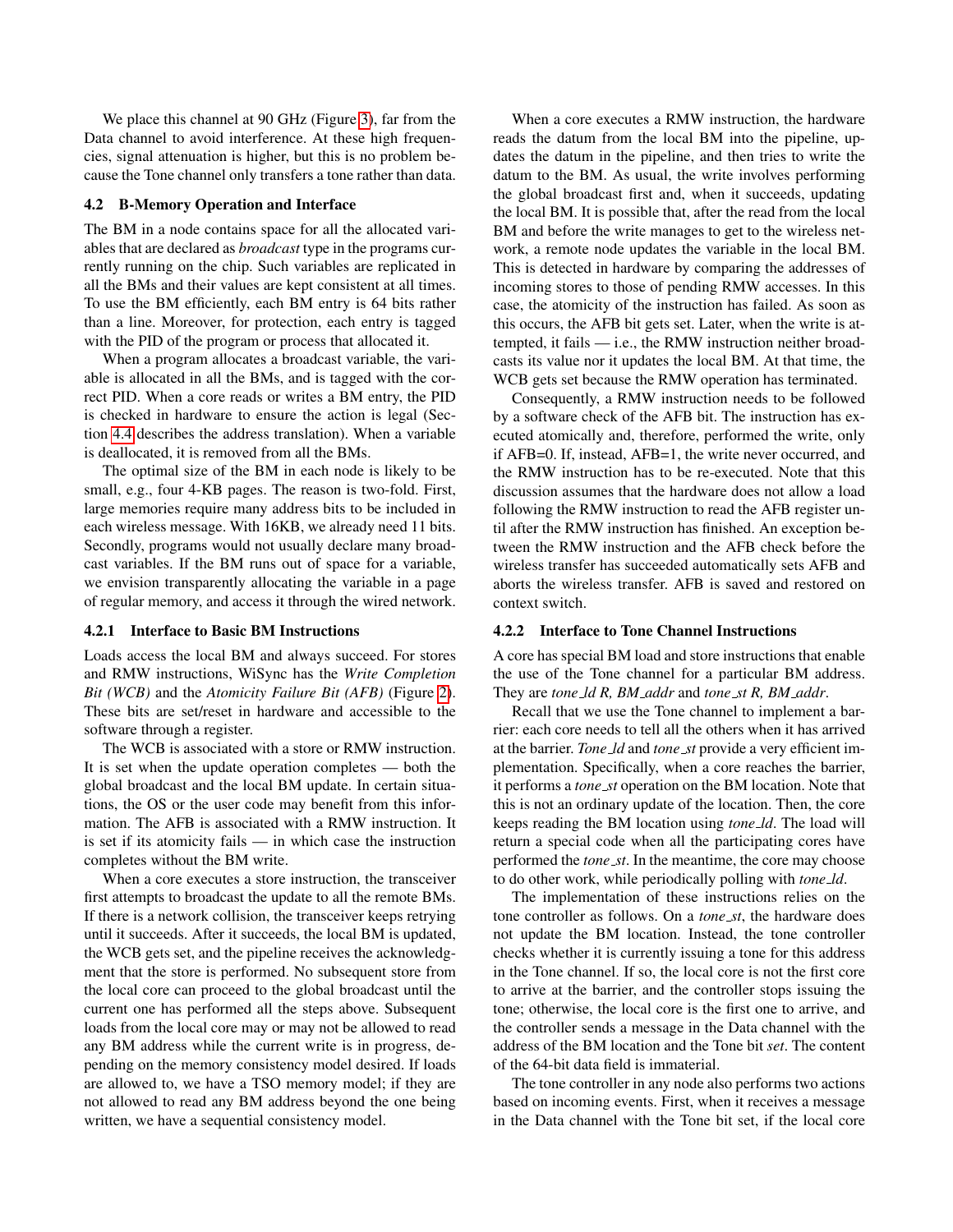We place this channel at 90 GHz (Figure 3), far from the Data channel to avoid interference. At these high frequencies, signal attenuation is higher, but this is no problem because the Tone channel only transfers a tone rather than data.

### 4.2 B-Memory Operation and Interface

The BM in a node contains space for all the allocated variables that are declared as *broadcast* type in the programs currently running on the chip. Such variables are replicated in all the BMs and their values are kept consistent at all times. To use the BM efficiently, each BM entry is 64 bits rather than a line. Moreover, for protection, each entry is tagged with the PID of the program or process that allocated it.

When a program allocates a broadcast variable, the variable is allocated in all the BMs, and is tagged with the correct PID. When a core reads or writes a BM entry, the PID is checked in hardware to ensure the action is legal (Section 4.4 describes the address translation). When a variable is deallocated, it is removed from all the BMs.

The optimal size of the BM in each node is likely to be small, e.g., four 4-KB pages. The reason is two-fold. First, large memories require many address bits to be included in each wireless message. With 16KB, we already need 11 bits. Secondly, programs would not usually declare many broadcast variables. If the BM runs out of space for a variable, we envision transparently allocating the variable in a page of regular memory, and access it through the wired network.

#### 4.2.1 Interface to Basic BM Instructions

Loads access the local BM and always succeed. For stores and RMW instructions, WiSync has the *Write Completion Bit (WCB)* and the *Atomicity Failure Bit (AFB)* (Figure 2). These bits are set/reset in hardware and accessible to the software through a register.

The WCB is associated with a store or RMW instruction. It is set when the update operation completes — both the global broadcast and the local BM update. In certain situations, the OS or the user code may benefit from this information. The AFB is associated with a RMW instruction. It is set if its atomicity fails — in which case the instruction completes without the BM write.

When a core executes a store instruction, the transceiver first attempts to broadcast the update to all the remote BMs. If there is a network collision, the transceiver keeps retrying until it succeeds. After it succeeds, the local BM is updated, the WCB gets set, and the pipeline receives the acknowledgment that the store is performed. No subsequent store from the local core can proceed to the global broadcast until the current one has performed all the steps above. Subsequent loads from the local core may or may not be allowed to read any BM address while the current write is in progress, depending on the memory consistency model desired. If loads are allowed to, we have a TSO memory model; if they are not allowed to read any BM address beyond the one being written, we have a sequential consistency model.

When a core executes a RMW instruction, the hardware reads the datum from the local BM into the pipeline, updates the datum in the pipeline, and then tries to write the datum to the BM. As usual, the write involves performing the global broadcast first and, when it succeeds, updating the local BM. It is possible that, after the read from the local BM and before the write manages to get to the wireless network, a remote node updates the variable in the local BM. This is detected in hardware by comparing the addresses of incoming stores to those of pending RMW accesses. In this case, the atomicity of the instruction has failed. As soon as this occurs, the AFB bit gets set. Later, when the write is attempted, it fails — i.e., the RMW instruction neither broadcasts its value nor it updates the local BM. At that time, the WCB gets set because the RMW operation has terminated.

Consequently, a RMW instruction needs to be followed by a software check of the AFB bit. The instruction has executed atomically and, therefore, performed the write, only if AFB=0. If, instead, AFB=1, the write never occurred, and the RMW instruction has to be re-executed. Note that this discussion assumes that the hardware does not allow a load following the RMW instruction to read the AFB register until after the RMW instruction has finished. An exception between the RMW instruction and the AFB check before the wireless transfer has succeeded automatically sets AFB and aborts the wireless transfer. AFB is saved and restored on context switch.

#### 4.2.2 Interface to Tone Channel Instructions

A core has special BM load and store instructions that enable the use of the Tone channel for a particular BM address. They are *tone_ld R, BM_addr* and *tone_st R, BM_addr*.

Recall that we use the Tone channel to implement a barrier: each core needs to tell all the others when it has arrived at the barrier. *Tone_ld* and *tone_st* provide a very efficient implementation. Specifically, when a core reaches the barrier, it performs a *tone_st* operation on the BM location. Note that this is not an ordinary update of the location. Then, the core keeps reading the BM location using *tone_ld*. The load will return a special code when all the participating cores have performed the *tone_st*. In the meantime, the core may choose to do other work, while periodically polling with *tone_ld*.

The implementation of these instructions relies on the tone controller as follows. On a *tone_st*, the hardware does not update the BM location. Instead, the tone controller checks whether it is currently issuing a tone for this address in the Tone channel. If so, the local core is not the first core to arrive at the barrier, and the controller stops issuing the tone; otherwise, the local core is the first one to arrive, and the controller sends a message in the Data channel with the address of the BM location and the Tone bit *set*. The content of the 64-bit data field is immaterial.

The tone controller in any node also performs two actions based on incoming events. First, when it receives a message in the Data channel with the Tone bit set, if the local core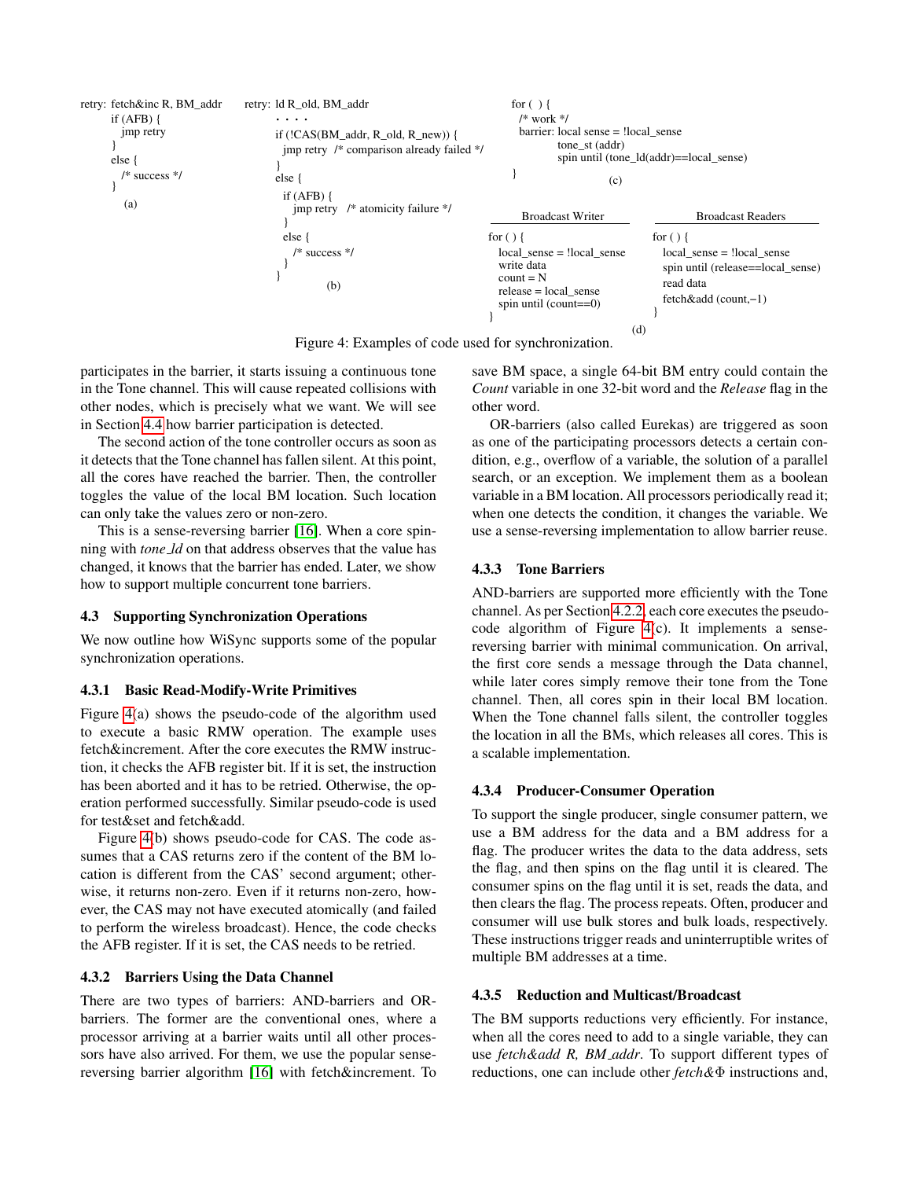```
retry: fetch&inc R, BM_addr
       if (AFB) {
          jmp retry
       }
       else {
          /* success */
       }
```
(a)

```
retry: ld R_old, BM_addr
       . . . .
       if (!CAS(BM_addr, R_old, R_new)) {
          jmp retry  /* comparison already failed */
       }
       else {
          if (AFB) {
             jmp retry   /* atomicity failure */
          }
          else {
             /* success */
          }
       }
```
(b)

```
for ( ) {
  /* work */
  barrier: local sense = !local_sense
           tone_st (addr)
           spin until (tone_ld(addr)==local_sense)
}
```
(c)

```
Broadcast Writer
for ( ) {
   local_sense = !local_sense
   write data
   count = N
   release = local_sense
   spin until (count==0)
}

Broadcast Readers
for ( ) {
   local_sense = !local_sense
   spin until (release==local_sense)
   read data
   fetch&add (count,−1)
}
```
(d)

Figure 4: Examples of code used for synchronization.

participates in the barrier, it starts issuing a continuous tone in the Tone channel. This will cause repeated collisions with other nodes, which is precisely what we want. We will see in Section 4.4 how barrier participation is detected.

The second action of the tone controller occurs as soon as it detects that the Tone channel has fallen silent. At this point, all the cores have reached the barrier. Then, the controller toggles the value of the local BM location. Such location can only take the values zero or non-zero.

This is a sense-reversing barrier [16]. When a core spinning with *tone_ld* on that address observes that the value has changed, it knows that the barrier has ended. Later, we show how to support multiple concurrent tone barriers.

## 4.3 Supporting Synchronization Operations

We now outline how WiSync supports some of the popular synchronization operations.

### 4.3.1 Basic Read-Modify-Write Primitives

Figure 4(a) shows the pseudo-code of the algorithm used to execute a basic RMW operation. The example uses fetch&increment. After the core executes the RMW instruction, it checks the AFB register bit. If it is set, the instruction has been aborted and it has to be retried. Otherwise, the operation performed successfully. Similar pseudo-code is used for test&set and fetch&add.

Figure 4(b) shows pseudo-code for CAS. The code assumes that a CAS returns zero if the content of the BM location is different from the CAS' second argument; otherwise, it returns non-zero. Even if it returns non-zero, however, the CAS may not have executed atomically (and failed to perform the wireless broadcast). Hence, the code checks the AFB register. If it is set, the CAS needs to be retried.

### 4.3.2 Barriers Using the Data Channel

There are two types of barriers: AND-barriers and OR-barriers. The former are the conventional ones, where a processor arriving at a barrier waits until all other processors have also arrived. For them, we use the popular sense-reversing barrier algorithm [16] with fetch&increment. To save BM space, a single 64-bit BM entry could contain the *Count* variable in one 32-bit word and the *Release* flag in the other word.

OR-barriers (also called Eurekas) are triggered as soon as one of the participating processors detects a certain condition, e.g., overflow of a variable, the solution of a parallel search, or an exception. We implement them as a boolean variable in a BM location. All processors periodically read it; when one detects the condition, it changes the variable. We use a sense-reversing implementation to allow barrier reuse.

### 4.3.3 Tone Barriers

AND-barriers are supported more efficiently with the Tone channel. As per Section 4.2.2, each core executes the pseudo-code algorithm of Figure 4(c). It implements a sense-reversing barrier with minimal communication. On arrival, the first core sends a message through the Data channel, while later cores simply remove their tone from the Tone channel. Then, all cores spin in their local BM location. When the Tone channel falls silent, the controller toggles the location in all the BMs, which releases all cores. This is a scalable implementation.

### 4.3.4 Producer-Consumer Operation

To support the single producer, single consumer pattern, we use a BM address for the data and a BM address for a flag. The producer writes the data to the data address, sets the flag, and then spins on the flag until it is cleared. The consumer spins on the flag until it is set, reads the data, and then clears the flag. The process repeats. Often, producer and consumer will use bulk stores and bulk loads, respectively. These instructions trigger reads and uninterruptible writes of multiple BM addresses at a time.

### 4.3.5 Reduction and Multicast/Broadcast

The BM supports reductions very efficiently. For instance, when all the cores need to add to a single variable, they can use *fetch&add R, BM_addr*. To support different types of reductions, one can include other *fetch&*$\Phi$ instructions and,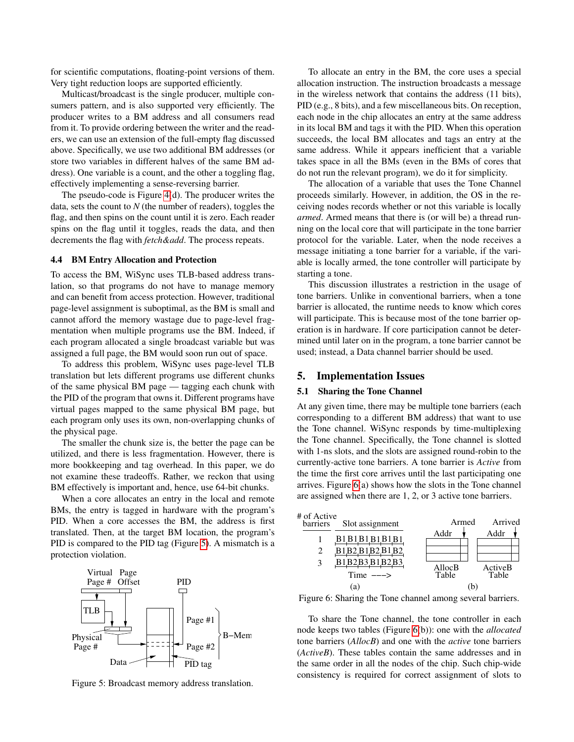for scientific computations, floating-point versions of them. Very tight reduction loops are supported efficiently.

Multicast/broadcast is the single producer, multiple consumers pattern, and is also supported very efficiently. The producer writes to a BM address and all consumers read from it. To provide ordering between the writer and the readers, we can use an extension of the full-empty flag discussed above. Specifically, we use two additional BM addresses (or store two variables in different halves of the same BM address). One variable is a count, and the other a toggling flag, effectively implementing a sense-reversing barrier.

The pseudo-code is Figure 4(d). The producer writes the data, sets the count to *N* (the number of readers), toggles the flag, and then spins on the count until it is zero. Each reader spins on the flag until it toggles, reads the data, and then decrements the flag with *fetch&add*. The process repeats.

### 4.4 BM Entry Allocation and Protection

To access the BM, WiSync uses TLB-based address translation, so that programs do not have to manage memory and can benefit from access protection. However, traditional page-level assignment is suboptimal, as the BM is small and cannot afford the memory wastage due to page-level fragmentation when multiple programs use the BM. Indeed, if each program allocated a single broadcast variable but was assigned a full page, the BM would soon run out of space.

To address this problem, WiSync uses page-level TLB translation but lets different programs use different chunks of the same physical BM page — tagging each chunk with the PID of the program that owns it. Different programs have virtual pages mapped to the same physical BM page, but each program only uses its own, non-overlapping chunks of the physical page.

The smaller the chunk size is, the better the page can be utilized, and there is less fragmentation. However, there is more bookkeeping and tag overhead. In this paper, we do not examine these tradeoffs. Rather, we reckon that using BM effectively is important and, hence, use 64-bit chunks.

When a core allocates an entry in the local and remote BMs, the entry is tagged in hardware with the program's PID. When a core accesses the BM, the address is first translated. Then, at the target BM location, the program's PID is compared to the PID tag (Figure 5). A mismatch is a protection violation.

Figure 5: Broadcast memory address translation.

To allocate an entry in the BM, the core uses a special allocation instruction. The instruction broadcasts a message in the wireless network that contains the address (11 bits), PID (e.g., 8 bits), and a few miscellaneous bits. On reception, each node in the chip allocates an entry at the same address in its local BM and tags it with the PID. When this operation succeeds, the local BM allocates and tags an entry at the same address. While it appears inefficient that a variable takes space in all the BMs (even in the BMs of cores that do not run the relevant program), we do it for simplicity.

The allocation of a variable that uses the Tone Channel proceeds similarly. However, in addition, the OS in the receiving nodes records whether or not this variable is locally *armed*. Armed means that there is (or will be) a thread running on the local core that will participate in the tone barrier protocol for the variable. Later, when the node receives a message initiating a tone barrier for a variable, if the variable is locally armed, the tone controller will participate by starting a tone.

This discussion illustrates a restriction in the usage of tone barriers. Unlike in conventional barriers, when a tone barrier is allocated, the runtime needs to know which cores will participate. This is because most of the tone barrier operation is in hardware. If core participation cannot be determined until later on in the program, a tone barrier cannot be used; instead, a Data channel barrier should be used.

## 5. Implementation Issues

### 5.1 Sharing the Tone Channel

At any given time, there may be multiple tone barriers (each corresponding to a different BM address) that want to use the Tone channel. WiSync responds by time-multiplexing the Tone channel. Specifically, the Tone channel is slotted with 1-ns slots, and the slots are assigned round-robin to the currently-active tone barriers. A tone barrier is *Active* from the time the first core arrives until the last participating one arrives. Figure 6(a) shows how the slots in the Tone channel are assigned when there are 1, 2, or 3 active tone barriers.

| # of Active barriers | Slot assignment |
|---|---|
| 1 | B1 B1 B1 B1 B1 B1 |
| 2 | B1 B2 B1 B2 B1 B2 |
| 3 | B1 B2 B3 B1 B2 B3 |

Figure 6: Sharing the Tone channel among several barriers.

To share the Tone channel, the tone controller in each node keeps two tables (Figure 6(b)): one with the *allocated* tone barriers (*AllocB*) and one with the *active* tone barriers (*ActiveB*). These tables contain the same addresses and in the same order in all the nodes of the chip. Such chip-wide consistency is required for correct assignment of slots to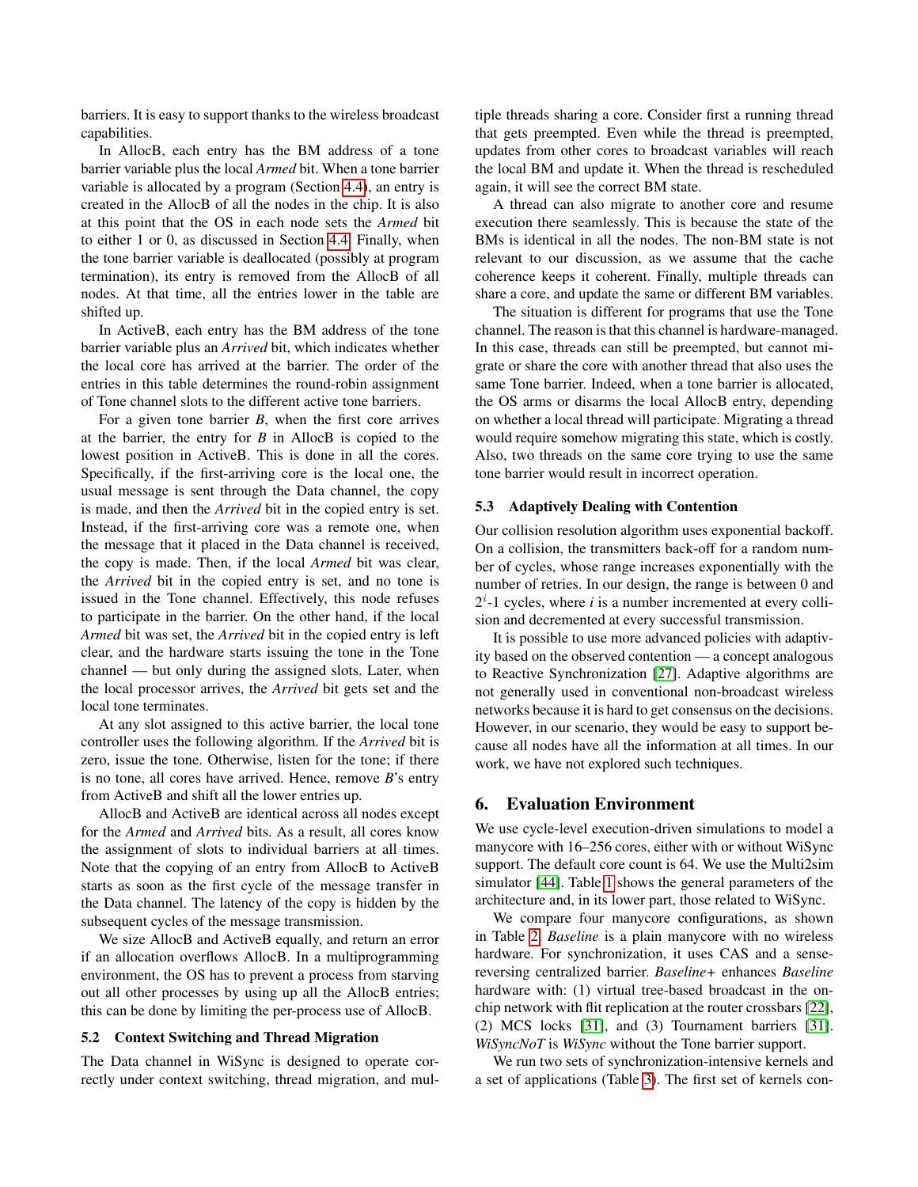barriers. It is easy to support thanks to the wireless broadcast capabilities.

In AllocB, each entry has the BM address of a tone barrier variable plus the local *Armed* bit. When a tone barrier variable is allocated by a program (Section 4.4), an entry is created in the AllocB of all the nodes in the chip. It is also at this point that the OS in each node sets the *Armed* bit to either 1 or 0, as discussed in Section 4.4. Finally, when the tone barrier variable is deallocated (possibly at program termination), its entry is removed from the AllocB of all nodes. At that time, all the entries lower in the table are shifted up.

In ActiveB, each entry has the BM address of the tone barrier variable plus an *Arrived* bit, which indicates whether the local core has arrived at the barrier. The order of the entries in this table determines the round-robin assignment of Tone channel slots to the different active tone barriers.

For a given tone barrier *B*, when the first core arrives at the barrier, the entry for *B* in AllocB is copied to the lowest position in ActiveB. This is done in all the cores. Specifically, if the first-arriving core is the local one, the usual message is sent through the Data channel, the copy is made, and then the *Arrived* bit in the copied entry is set. Instead, if the first-arriving core was a remote one, when the message that it placed in the Data channel is received, the copy is made. Then, if the local *Armed* bit was clear, the *Arrived* bit in the copied entry is set, and no tone is issued in the Tone channel. Effectively, this node refuses to participate in the barrier. On the other hand, if the local *Armed* bit was set, the *Arrived* bit in the copied entry is left clear, and the hardware starts issuing the tone in the Tone channel — but only during the assigned slots. Later, when the local processor arrives, the *Arrived* bit gets set and the local tone terminates.

At any slot assigned to this active barrier, the local tone controller uses the following algorithm. If the *Arrived* bit is zero, issue the tone. Otherwise, listen for the tone; if there is no tone, all cores have arrived. Hence, remove *B*'s entry from ActiveB and shift all the lower entries up.

AllocB and ActiveB are identical across all nodes except for the *Armed* and *Arrived* bits. As a result, all cores know the assignment of slots to individual barriers at all times. Note that the copying of an entry from AllocB to ActiveB starts as soon as the first cycle of the message transfer in the Data channel. The latency of the copy is hidden by the subsequent cycles of the message transmission.

We size AllocB and ActiveB equally, and return an error if an allocation overflows AllocB. In a multiprogramming environment, the OS has to prevent a process from starving out all other processes by using up all the AllocB entries; this can be done by limiting the per-process use of AllocB.

### 5.2 Context Switching and Thread Migration

The Data channel in WiSync is designed to operate correctly under context switching, thread migration, and multiple threads sharing a core. Consider first a running thread that gets preempted. Even while the thread is preempted, updates from other cores to broadcast variables will reach the local BM and update it. When the thread is rescheduled again, it will see the correct BM state.

A thread can also migrate to another core and resume execution there seamlessly. This is because the state of the BMs is identical in all the nodes. The non-BM state is not relevant to our discussion, as we assume that the cache coherence keeps it coherent. Finally, multiple threads can share a core, and update the same or different BM variables.

The situation is different for programs that use the Tone channel. The reason is that this channel is hardware-managed. In this case, threads can still be preempted, but cannot migrate or share the core with another thread that also uses the same Tone barrier. Indeed, when a tone barrier is allocated, the OS arms or disarms the local AllocB entry, depending on whether a local thread will participate. Migrating a thread would require somehow migrating this state, which is costly. Also, two threads on the same core trying to use the same tone barrier would result in incorrect operation.

### 5.3 Adaptively Dealing with Contention

Our collision resolution algorithm uses exponential backoff. On a collision, the transmitters back-off for a random number of cycles, whose range increases exponentially with the number of retries. In our design, the range is between 0 and $2^i$-1 cycles, where $i$ is a number incremented at every collision and decremented at every successful transmission.

It is possible to use more advanced policies with adaptivity based on the observed contention — a concept analogous to Reactive Synchronization [27]. Adaptive algorithms are not generally used in conventional non-broadcast wireless networks because it is hard to get consensus on the decisions. However, in our scenario, they would be easy to support because all nodes have all the information at all times. In our work, we have not explored such techniques.

## 6. Evaluation Environment

We use cycle-level execution-driven simulations to model a manycore with 16–256 cores, either with or without WiSync support. The default core count is 64. We use the Multi2sim simulator [44]. Table 1 shows the general parameters of the architecture and, in its lower part, those related to WiSync.

We compare four manycore configurations, as shown in Table 2. *Baseline* is a plain manycore with no wireless hardware. For synchronization, it uses CAS and a sense-reversing centralized barrier. *Baseline+* enhances *Baseline* hardware with: (1) virtual tree-based broadcast in the on-chip network with flit replication at the router crossbars [22], (2) MCS locks [31], and (3) Tournament barriers [31]. *WiSyncNoT* is *WiSync* without the Tone barrier support.

We run two sets of synchronization-intensive kernels and a set of applications (Table 3). The first set of kernels con-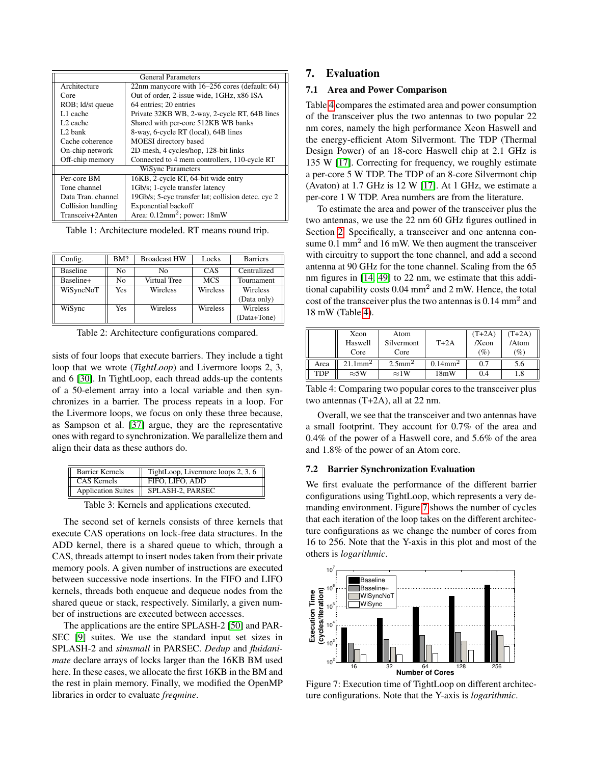| General Parameters | |
|---|---|
| Architecture | 22nm manycore with 16–256 cores (default: 64) |
| Core | Out of order, 2-issue wide, 1GHz, x86 ISA |
| ROB; ld/st queue | 64 entries; 20 entries |
| L1 cache | Private 32KB WB, 2-way, 2-cycle RT, 64B lines |
| L2 cache | Shared with per-core 512KB WB banks |
| L2 bank | 8-way, 6-cycle RT (local), 64B lines |
| Cache coherence | MOESI directory based |
| On-chip network | 2D-mesh, 4 cycles/hop, 128-bit links |
| Off-chip memory | Connected to 4 mem controllers, 110-cycle RT |
| **WiSync Parameters** | |
| Per-core BM | 16KB, 2-cycle RT, 64-bit wide entry |
| Tone channel | 1Gb/s; 1-cycle transfer latency |
| Data Tran. channel | 19Gb/s; 5-cyc transfer lat; collision detec. cyc 2 |
| Collision handling | Exponential backoff |
| Transceiv+2Anten | Area: 0.12mm$^2$; power: 18mW |

Table 1: Architecture modeled. RT means round trip.

| Config. | BM? | Broadcast HW | Locks | Barriers |
|---|---|---|---|---|
| Baseline | No | No | CAS | Centralized |
| Baseline+ | No | Virtual Tree | MCS | Tournament |
| WiSyncNoT | Yes | Wireless | Wireless | Wireless (Data only) |
| WiSync | Yes | Wireless | Wireless | Wireless (Data+Tone) |

Table 2: Architecture configurations compared.

sists of four loops that execute barriers. They include a tight loop that we wrote (*TightLoop*) and Livermore loops 2, 3, and 6 [30]. In TightLoop, each thread adds-up the contents of a 50-element array into a local variable and then synchronizes in a barrier. The process repeats in a loop. For the Livermore loops, we focus on only these three because, as Sampson et al. [37] argue, they are the representative ones with regard to synchronization. We parallelize them and align their data as these authors do.

| Barrier Kernels | TightLoop, Livermore loops 2, 3, 6 |
|---|---|
| CAS Kernels | FIFO, LIFO, ADD |
| Application Suites | SPLASH-2, PARSEC |

Table 3: Kernels and applications executed.

The second set of kernels consists of three kernels that execute CAS operations on lock-free data structures. In the ADD kernel, there is a shared queue to which, through a CAS, threads attempt to insert nodes taken from their private memory pools. A given number of instructions are executed between successive node insertions. In the FIFO and LIFO kernels, threads both enqueue and dequeue nodes from the shared queue or stack, respectively. Similarly, a given number of instructions are executed between accesses.

The applications are the entire SPLASH-2 [50] and PARSEC [9] suites. We use the standard input set sizes in SPLASH-2 and *simsmall* in PARSEC. *Dedup* and *fluidanimate* declare arrays of locks larger than the 16KB BM used here. In these cases, we allocate the first 16KB in the BM and the rest in plain memory. Finally, we modified the OpenMP libraries in order to evaluate *freqmine*.

# 7. Evaluation

## 7.1 Area and Power Comparison

Table 4 compares the estimated area and power consumption of the transceiver plus the two antennas to two popular 22 nm cores, namely the high performance Xeon Haswell and the energy-efficient Atom Silvermont. The TDP (Thermal Design Power) of an 18-core Haswell chip at 2.1 GHz is 135 W [17]. Correcting for frequency, we roughly estimate a per-core 5 W TDP. The TDP of an 8-core Silvermont chip (Avaton) at 1.7 GHz is 12 W [17]. At 1 GHz, we estimate a per-core 1 W TDP. Area numbers are from the literature.

To estimate the area and power of the transceiver plus the two antennas, we use the 22 nm 60 GHz figures outlined in Section 2. Specifically, a transceiver and one antenna consume 0.1 mm$^2$ and 16 mW. We then augment the transceiver with circuitry to support the tone channel, and add a second antenna at 90 GHz for the tone channel. Scaling from the 65 nm figures in [14, 49] to 22 nm, we estimate that this additional capability costs 0.04 mm$^2$ and 2 mW. Hence, the total cost of the transceiver plus the two antennas is 0.14 mm$^2$ and 18 mW (Table 4).

| | Xeon Haswell Core | Atom Silvermont Core | T+2A | (T+2A) /Xeon (%) | (T+2A) /Atom (%) |
|---|---|---|---|---|---|
| Area | 21.1mm$^2$ | 2.5mm$^2$ | 0.14mm$^2$ | 0.7 | 5.6 |
| TDP | ≈5W | ≈1W | 18mW | 0.4 | 1.8 |

Table 4: Comparing two popular cores to the transceiver plus two antennas (T+2A), all at 22 nm.

Overall, we see that the transceiver and two antennas have a small footprint. They account for 0.7% of the area and 0.4% of the power of a Haswell core, and 5.6% of the area and 1.8% of the power of an Atom core.

## 7.2 Barrier Synchronization Evaluation

We first evaluate the performance of the different barrier configurations using TightLoop, which represents a very demanding environment. Figure 7 shows the number of cycles that each iteration of the loop takes on the different architecture configurations as we change the number of cores from 16 to 256. Note that the Y-axis in this plot and most of the others is *logarithmic*.

Figure 7: Execution time of TightLoop on different architecture configurations. Note that the Y-axis is *logarithmic*.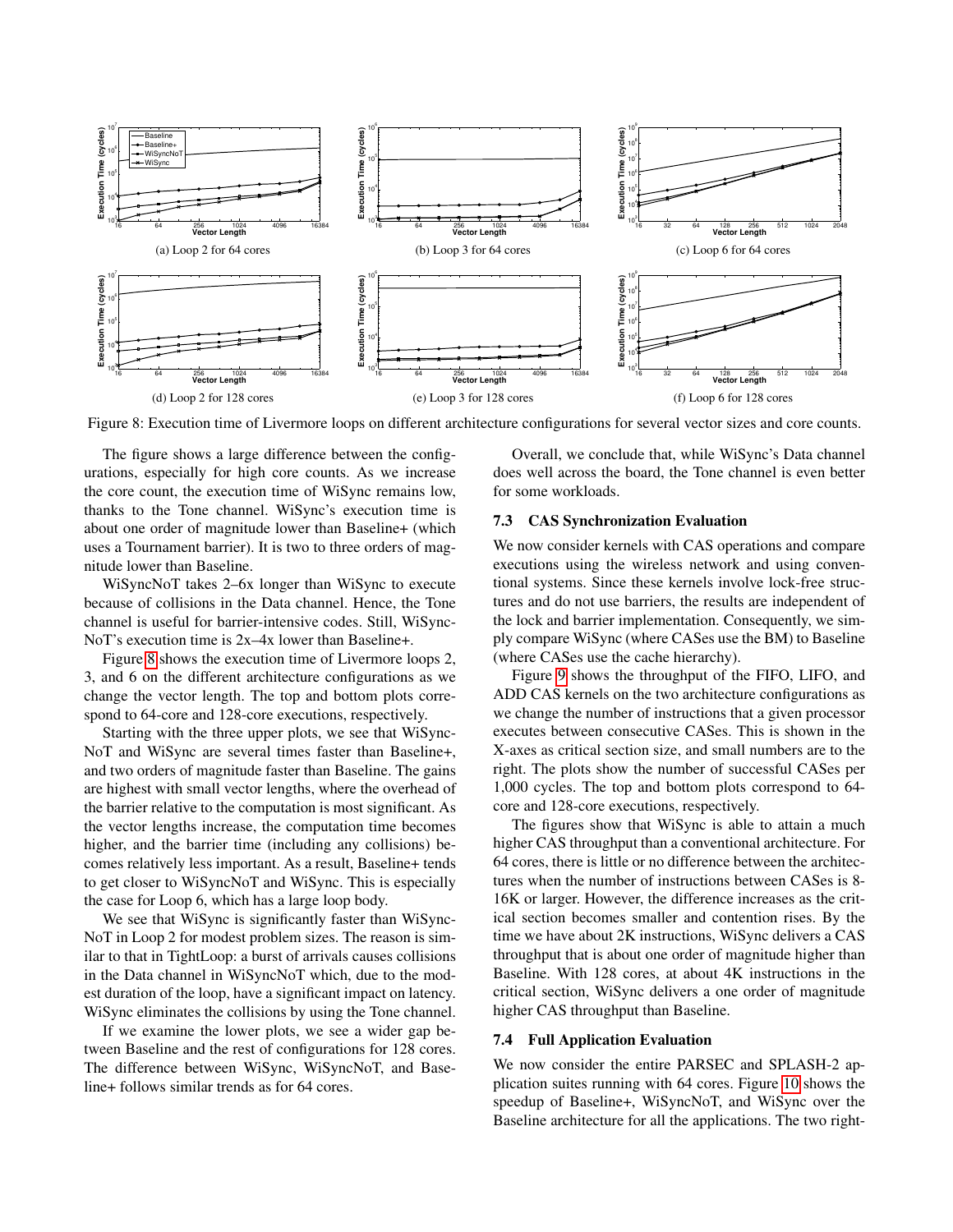(a) Loop 2 for 64 cores

(b) Loop 3 for 64 cores

(c) Loop 6 for 64 cores

(d) Loop 2 for 128 cores

(e) Loop 3 for 128 cores

(f) Loop 6 for 128 cores

Figure 8: Execution time of Livermore loops on different architecture configurations for several vector sizes and core counts.

The figure shows a large difference between the configurations, especially for high core counts. As we increase the core count, the execution time of WiSync remains low, thanks to the Tone channel. WiSync's execution time is about one order of magnitude lower than Baseline+ (which uses a Tournament barrier). It is two to three orders of magnitude lower than Baseline.

WiSyncNoT takes 2–6x longer than WiSync to execute because of collisions in the Data channel. Hence, the Tone channel is useful for barrier-intensive codes. Still, WiSyncNoT's execution time is 2x–4x lower than Baseline+.

Figure 8 shows the execution time of Livermore loops 2, 3, and 6 on the different architecture configurations as we change the vector length. The top and bottom plots correspond to 64-core and 128-core executions, respectively.

Starting with the three upper plots, we see that WiSyncNoT and WiSync are several times faster than Baseline+, and two orders of magnitude faster than Baseline. The gains are highest with small vector lengths, where the overhead of the barrier relative to the computation is most significant. As the vector lengths increase, the computation time becomes higher, and the barrier time (including any collisions) becomes relatively less important. As a result, Baseline+ tends to get closer to WiSyncNoT and WiSync. This is especially the case for Loop 6, which has a large loop body.

We see that WiSync is significantly faster than WiSyncNoT in Loop 2 for modest problem sizes. The reason is similar to that in TightLoop: a burst of arrivals causes collisions in the Data channel in WiSyncNoT which, due to the modest duration of the loop, have a significant impact on latency. WiSync eliminates the collisions by using the Tone channel.

If we examine the lower plots, we see a wider gap between Baseline and the rest of configurations for 128 cores. The difference between WiSync, WiSyncNoT, and Baseline+ follows similar trends as for 64 cores.

Overall, we conclude that, while WiSync's Data channel does well across the board, the Tone channel is even better for some workloads.

### 7.3 CAS Synchronization Evaluation

We now consider kernels with CAS operations and compare executions using the wireless network and using conventional systems. Since these kernels involve lock-free structures and do not use barriers, the results are independent of the lock and barrier implementation. Consequently, we simply compare WiSync (where CASes use the BM) to Baseline (where CASes use the cache hierarchy).

Figure 9 shows the throughput of the FIFO, LIFO, and ADD CAS kernels on the two architecture configurations as we change the number of instructions that a given processor executes between consecutive CASes. This is shown in the X-axes as critical section size, and small numbers are to the right. The plots show the number of successful CASes per 1,000 cycles. The top and bottom plots correspond to 64-core and 128-core executions, respectively.

The figures show that WiSync is able to attain a much higher CAS throughput than a conventional architecture. For 64 cores, there is little or no difference between the architectures when the number of instructions between CASes is 8-16K or larger. However, the difference increases as the critical section becomes smaller and contention rises. By the time we have about 2K instructions, WiSync delivers a CAS throughput that is about one order of magnitude higher than Baseline. With 128 cores, at about 4K instructions in the critical section, WiSync delivers a one order of magnitude higher CAS throughput than Baseline.

### 7.4 Full Application Evaluation

We now consider the entire PARSEC and SPLASH-2 application suites running with 64 cores. Figure 10 shows the speedup of Baseline+, WiSyncNoT, and WiSync over the Baseline architecture for all the applications. The two right-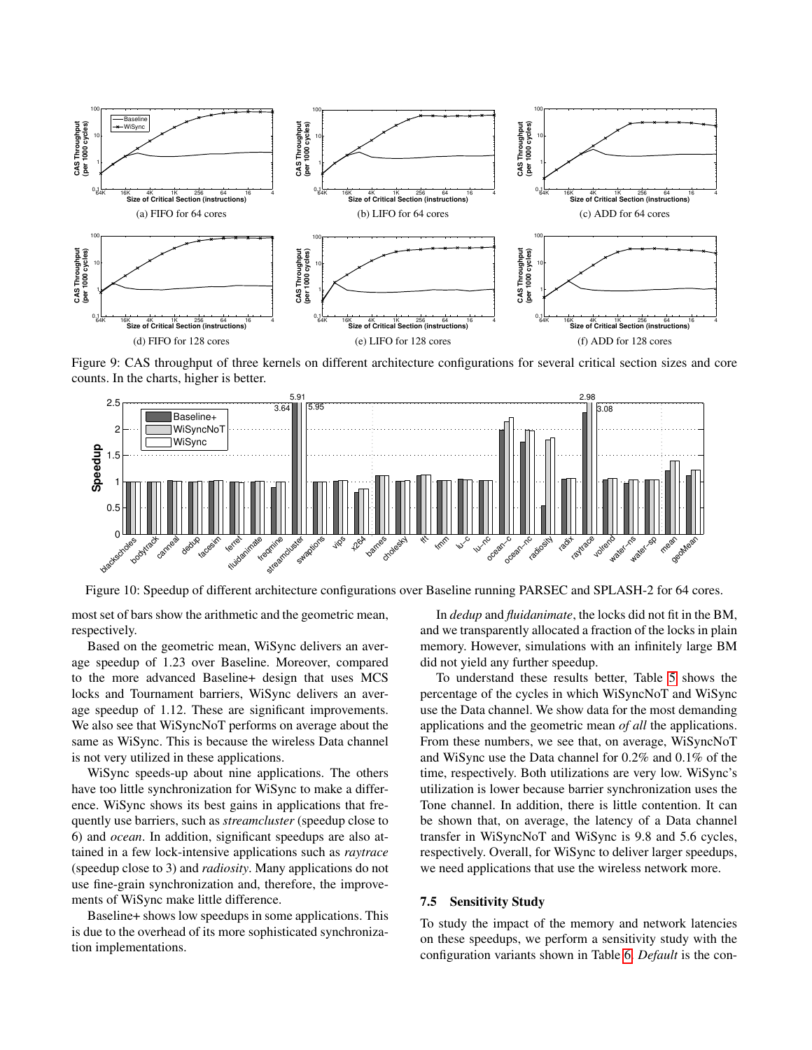Figure 9: CAS throughput of three kernels on different architecture configurations for several critical section sizes and core counts. In the charts, higher is better.

Figure 10: Speedup of different architecture configurations over Baseline running PARSEC and SPLASH-2 for 64 cores.

most set of bars show the arithmetic and the geometric mean, respectively.

Based on the geometric mean, WiSync delivers an average speedup of 1.23 over Baseline. Moreover, compared to the more advanced Baseline+ design that uses MCS locks and Tournament barriers, WiSync delivers an average speedup of 1.12. These are significant improvements. We also see that WiSyncNoT performs on average about the same as WiSync. This is because the wireless Data channel is not very utilized in these applications.

WiSync speeds-up about nine applications. The others have too little synchronization for WiSync to make a difference. WiSync shows its best gains in applications that frequently use barriers, such as *streamcluster* (speedup close to 6) and *ocean*. In addition, significant speedups are also attained in a few lock-intensive applications such as *raytrace* (speedup close to 3) and *radiosity*. Many applications do not use fine-grain synchronization and, therefore, the improvements of WiSync make little difference.

Baseline+ shows low speedups in some applications. This is due to the overhead of its more sophisticated synchronization implementations.

In *dedup* and *fluidanimate*, the locks did not fit in the BM, and we transparently allocated a fraction of the locks in plain memory. However, simulations with an infinitely large BM did not yield any further speedup.

To understand these results better, Table 5 shows the percentage of the cycles in which WiSyncNoT and WiSync use the Data channel. We show data for the most demanding applications and the geometric mean *of all* the applications. From these numbers, we see that, on average, WiSyncNoT and WiSync use the Data channel for 0.2% and 0.1% of the time, respectively. Both utilizations are very low. WiSync's utilization is lower because barrier synchronization uses the Tone channel. In addition, there is little contention. It can be shown that, on average, the latency of a Data channel transfer in WiSyncNoT and WiSync is 9.8 and 5.6 cycles, respectively. Overall, for WiSync to deliver larger speedups, we need applications that use the wireless network more.

### 7.5 Sensitivity Study

To study the impact of the memory and network latencies on these speedups, we perform a sensitivity study with the configuration variants shown in Table 6. *Default* is the con-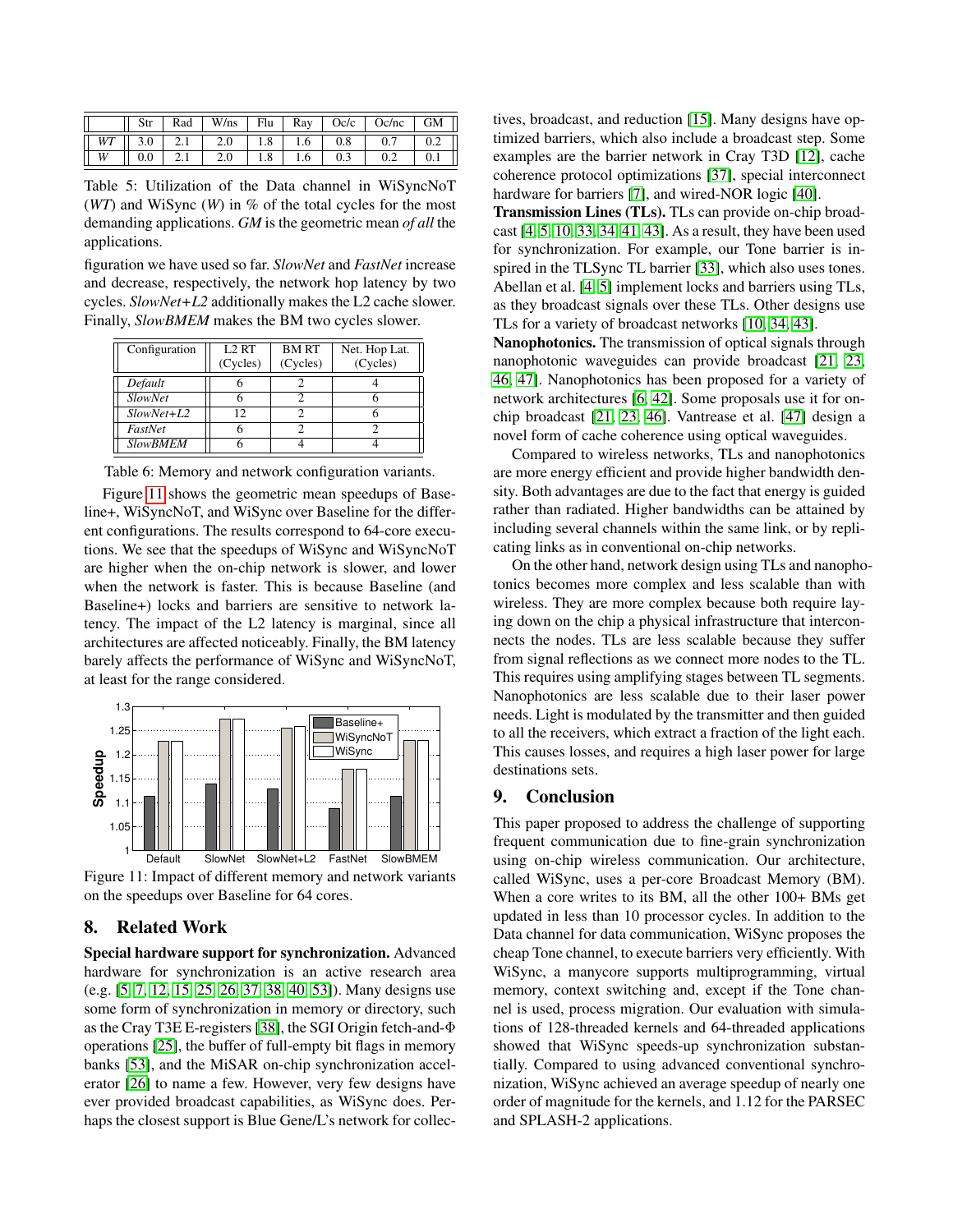|  | Str | Rad | W/ns | Flu | Ray | Oc/c | Oc/nc | GM |
|---|---|---|---|---|---|---|---|---|
| *WT* | 3.0 | 2.1 | 2.0 | 1.8 | 1.6 | 0.8 | 0.7 | 0.2 |
| *W* | 0.0 | 2.1 | 2.0 | 1.8 | 1.6 | 0.3 | 0.2 | 0.1 |

Table 5: Utilization of the Data channel in WiSyncNoT (*WT*) and WiSync (*W*) in % of the total cycles for the most demanding applications. *GM* is the geometric mean *of all* the applications.

figuration we have used so far. *SlowNet* and *FastNet* increase and decrease, respectively, the network hop latency by two cycles. *SlowNet+L2* additionally makes the L2 cache slower. Finally, *SlowBMEM* makes the BM two cycles slower.

| Configuration | L2 RT (Cycles) | BM RT (Cycles) | Net. Hop Lat. (Cycles) |
|---|---|---|---|
| *Default* | 6 | 2 | 4 |
| *SlowNet* | 6 | 2 | 6 |
| *SlowNet+L2* | 12 | 2 | 6 |
| *FastNet* | 6 | 2 | 2 |
| *SlowBMEM* | 6 | 4 | 4 |

Table 6: Memory and network configuration variants.

Figure 11 shows the geometric mean speedups of Baseline+, WiSyncNoT, and WiSync over Baseline for the different configurations. The results correspond to 64-core executions. We see that the speedups of WiSync and WiSyncNoT are higher when the on-chip network is slower, and lower when the network is faster. This is because Baseline (and Baseline+) locks and barriers are sensitive to network latency. The impact of the L2 latency is marginal, since all architectures are affected noticeably. Finally, the BM latency barely affects the performance of WiSync and WiSyncNoT, at least for the range considered.

Figure 11: Impact of different memory and network variants on the speedups over Baseline for 64 cores.

## 8. Related Work

**Special hardware support for synchronization.** Advanced hardware for synchronization is an active research area (e.g. [5, 7, 12, 15, 25, 26, 37, 38, 40, 53]). Many designs use some form of synchronization in memory or directory, such as the Cray T3E E-registers [38], the SGI Origin fetch-and-Φ operations [25], the buffer of full-empty bit flags in memory banks [53], and the MiSAR on-chip synchronization accelerator [26] to name a few. However, very few designs have ever provided broadcast capabilities, as WiSync does. Perhaps the closest support is Blue Gene/L's network for collectives, broadcast, and reduction [15]. Many designs have optimized barriers, which also include a broadcast step. Some examples are the barrier network in Cray T3D [12], cache coherence protocol optimizations [37], special interconnect hardware for barriers [7], and wired-NOR logic [40].

**Transmission Lines (TLs).** TLs can provide on-chip broadcast [4, 5, 10, 33, 34, 41, 43]. As a result, they have been used for synchronization. For example, our Tone barrier is inspired in the TLSync TL barrier [33], which also uses tones. Abellan et al. [4, 5] implement locks and barriers using TLs, as they broadcast signals over these TLs. Other designs use TLs for a variety of broadcast networks [10, 34, 43].

**Nanophotonics.** The transmission of optical signals through nanophotonic waveguides can provide broadcast [21, 23, 46, 47]. Nanophotonics has been proposed for a variety of network architectures [6, 42]. Some proposals use it for on-chip broadcast [21, 23, 46]. Vantrease et al. [47] design a novel form of cache coherence using optical waveguides.

Compared to wireless networks, TLs and nanophotonics are more energy efficient and provide higher bandwidth density. Both advantages are due to the fact that energy is guided rather than radiated. Higher bandwidths can be attained by including several channels within the same link, or by replicating links as in conventional on-chip networks.

On the other hand, network design using TLs and nanophotonics becomes more complex and less scalable than with wireless. They are more complex because both require laying down on the chip a physical infrastructure that interconnects the nodes. TLs are less scalable because they suffer from signal reflections as we connect more nodes to the TL. This requires using amplifying stages between TL segments. Nanophotonics are less scalable due to their laser power needs. Light is modulated by the transmitter and then guided to all the receivers, which extract a fraction of the light each. This causes losses, and requires a high laser power for large destinations sets.

## 9. Conclusion

This paper proposed to address the challenge of supporting frequent communication due to fine-grain synchronization using on-chip wireless communication. Our architecture, called WiSync, uses a per-core Broadcast Memory (BM). When a core writes to its BM, all the other 100+ BMs get updated in less than 10 processor cycles. In addition to the Data channel for data communication, WiSync proposes the cheap Tone channel, to execute barriers very efficiently. With WiSync, a manycore supports multiprogramming, virtual memory, context switching and, except if the Tone channel is used, process migration. Our evaluation with simulations of 128-threaded kernels and 64-threaded applications showed that WiSync speeds-up synchronization substantially. Compared to using advanced conventional synchronization, WiSync achieved an average speedup of nearly one order of magnitude for the kernels, and 1.12 for the PARSEC and SPLASH-2 applications.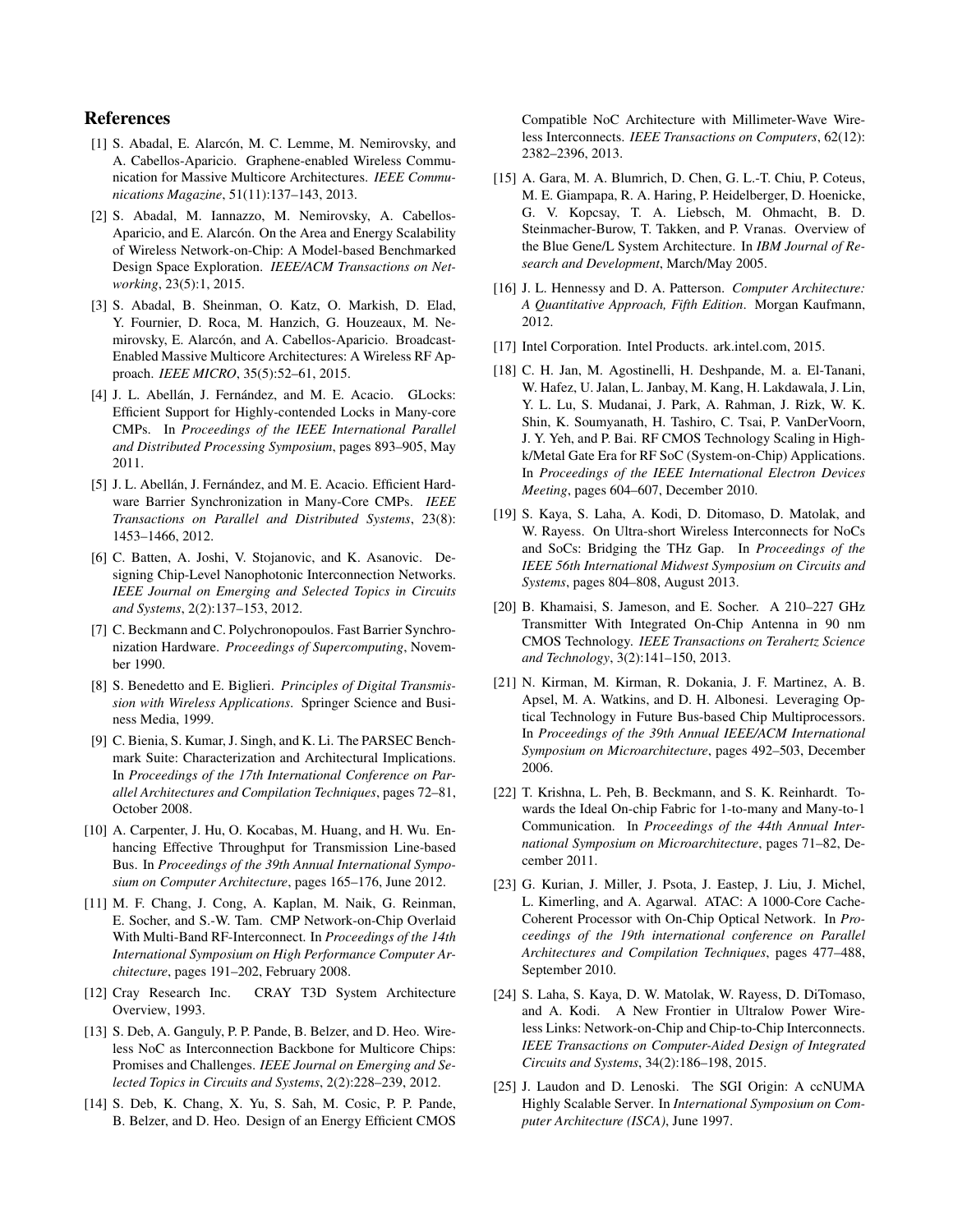## References

[1] S. Abadal, E. Alarcón, M. C. Lemme, M. Nemirovsky, and A. Cabellos-Aparicio. Graphene-enabled Wireless Communication for Massive Multicore Architectures. *IEEE Communications Magazine*, 51(11):137–143, 2013.

[2] S. Abadal, M. Iannazzo, M. Nemirovsky, A. Cabellos-Aparicio, and E. Alarcón. On the Area and Energy Scalability of Wireless Network-on-Chip: A Model-based Benchmarked Design Space Exploration. *IEEE/ACM Transactions on Networking*, 23(5):1, 2015.

[3] S. Abadal, B. Sheinman, O. Katz, O. Markish, D. Elad, Y. Fournier, D. Roca, M. Hanzich, G. Houzeaux, M. Nemirovsky, E. Alarcón, and A. Cabellos-Aparicio. Broadcast-Enabled Massive Multicore Architectures: A Wireless RF Approach. *IEEE MICRO*, 35(5):52–61, 2015.

[4] J. L. Abellán, J. Fernández, and M. E. Acacio. GLocks: Efficient Support for Highly-contended Locks in Many-core CMPs. In *Proceedings of the IEEE International Parallel and Distributed Processing Symposium*, pages 893–905, May 2011.

[5] J. L. Abellán, J. Fernández, and M. E. Acacio. Efficient Hardware Barrier Synchronization in Many-Core CMPs. *IEEE Transactions on Parallel and Distributed Systems*, 23(8): 1453–1466, 2012.

[6] C. Batten, A. Joshi, V. Stojanovic, and K. Asanovic. Designing Chip-Level Nanophotonic Interconnection Networks. *IEEE Journal on Emerging and Selected Topics in Circuits and Systems*, 2(2):137–153, 2012.

[7] C. Beckmann and C. Polychronopoulos. Fast Barrier Synchronization Hardware. *Proceedings of Supercomputing*, November 1990.

[8] S. Benedetto and E. Biglieri. *Principles of Digital Transmission with Wireless Applications*. Springer Science and Business Media, 1999.

[9] C. Bienia, S. Kumar, J. Singh, and K. Li. The PARSEC Benchmark Suite: Characterization and Architectural Implications. In *Proceedings of the 17th International Conference on Parallel Architectures and Compilation Techniques*, pages 72–81, October 2008.

[10] A. Carpenter, J. Hu, O. Kocabas, M. Huang, and H. Wu. Enhancing Effective Throughput for Transmission Line-based Bus. In *Proceedings of the 39th Annual International Symposium on Computer Architecture*, pages 165–176, June 2012.

[11] M. F. Chang, J. Cong, A. Kaplan, M. Naik, G. Reinman, E. Socher, and S.-W. Tam. CMP Network-on-Chip Overlaid With Multi-Band RF-Interconnect. In *Proceedings of the 14th International Symposium on High Performance Computer Architecture*, pages 191–202, February 2008.

[12] Cray Research Inc. CRAY T3D System Architecture Overview, 1993.

[13] S. Deb, A. Ganguly, P. P. Pande, B. Belzer, and D. Heo. Wireless NoC as Interconnection Backbone for Multicore Chips: Promises and Challenges. *IEEE Journal on Emerging and Selected Topics in Circuits and Systems*, 2(2):228–239, 2012.

[14] S. Deb, K. Chang, X. Yu, S. Sah, M. Cosic, P. P. Pande, B. Belzer, and D. Heo. Design of an Energy Efficient CMOS Compatible NoC Architecture with Millimeter-Wave Wireless Interconnects. *IEEE Transactions on Computers*, 62(12): 2382–2396, 2013.

[15] A. Gara, M. A. Blumrich, D. Chen, G. L.-T. Chiu, P. Coteus, M. E. Giampapa, R. A. Haring, P. Heidelberger, D. Hoenicke, G. V. Kopcsay, T. A. Liebsch, M. Ohmacht, B. D. Steinmacher-Burow, T. Takken, and P. Vranas. Overview of the Blue Gene/L System Architecture. In *IBM Journal of Research and Development*, March/May 2005.

[16] J. L. Hennessy and D. A. Patterson. *Computer Architecture: A Quantitative Approach, Fifth Edition*. Morgan Kaufmann, 2012.

[17] Intel Corporation. Intel Products. ark.intel.com, 2015.

[18] C. H. Jan, M. Agostinelli, H. Deshpande, M. a. El-Tanani, W. Hafez, U. Jalan, L. Janbay, M. Kang, H. Lakdawala, J. Lin, Y. L. Lu, S. Mudanai, J. Park, A. Rahman, J. Rizk, W. K. Shin, K. Soumyanath, H. Tashiro, C. Tsai, P. VanDerVoorn, J. Y. Yeh, and P. Bai. RF CMOS Technology Scaling in High-k/Metal Gate Era for RF SoC (System-on-Chip) Applications. In *Proceedings of the IEEE International Electron Devices Meeting*, pages 604–607, December 2010.

[19] S. Kaya, S. Laha, A. Kodi, D. Ditomaso, D. Matolak, and W. Rayess. On Ultra-short Wireless Interconnects for NoCs and SoCs: Bridging the THz Gap. In *Proceedings of the IEEE 56th International Midwest Symposium on Circuits and Systems*, pages 804–808, August 2013.

[20] B. Khamaisi, S. Jameson, and E. Socher. A 210–227 GHz Transmitter With Integrated On-Chip Antenna in 90 nm CMOS Technology. *IEEE Transactions on Terahertz Science and Technology*, 3(2):141–150, 2013.

[21] N. Kirman, M. Kirman, R. Dokania, J. F. Martinez, A. B. Apsel, M. A. Watkins, and D. H. Albonesi. Leveraging Optical Technology in Future Bus-based Chip Multiprocessors. In *Proceedings of the 39th Annual IEEE/ACM International Symposium on Microarchitecture*, pages 492–503, December 2006.

[22] T. Krishna, L. Peh, B. Beckmann, and S. K. Reinhardt. Towards the Ideal On-chip Fabric for 1-to-many and Many-to-1 Communication. In *Proceedings of the 44th Annual International Symposium on Microarchitecture*, pages 71–82, December 2011.

[23] G. Kurian, J. Miller, J. Psota, J. Eastep, J. Liu, J. Michel, L. Kimerling, and A. Agarwal. ATAC: A 1000-Core Cache-Coherent Processor with On-Chip Optical Network. In *Proceedings of the 19th international conference on Parallel Architectures and Compilation Techniques*, pages 477–488, September 2010.

[24] S. Laha, S. Kaya, D. W. Matolak, W. Rayess, D. DiTomaso, and A. Kodi. A New Frontier in Ultralow Power Wireless Links: Network-on-Chip and Chip-to-Chip Interconnects. *IEEE Transactions on Computer-Aided Design of Integrated Circuits and Systems*, 34(2):186–198, 2015.

[25] J. Laudon and D. Lenoski. The SGI Origin: A ccNUMA Highly Scalable Server. In *International Symposium on Computer Architecture (ISCA)*, June 1997.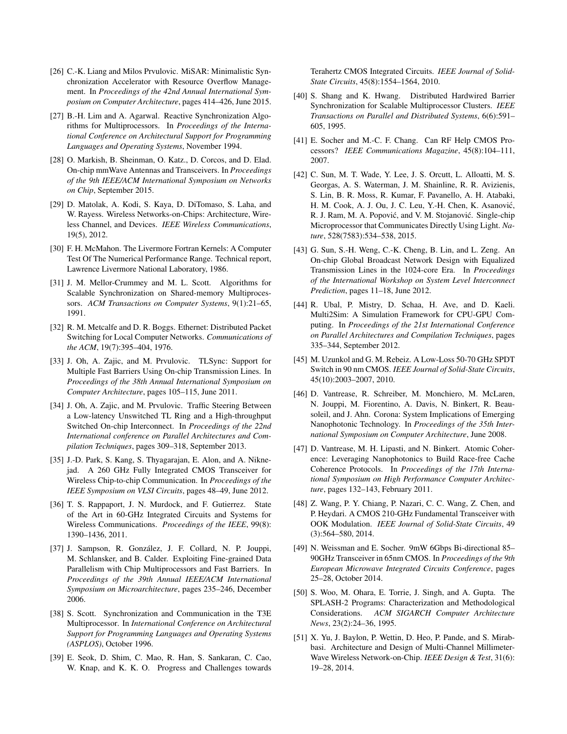[26] C.-K. Liang and Milos Prvulovic. MiSAR: Minimalistic Synchronization Accelerator with Resource Overflow Management. In *Proceedings of the 42nd Annual International Symposium on Computer Architecture*, pages 414–426, June 2015.

[27] B.-H. Lim and A. Agarwal. Reactive Synchronization Algorithms for Multiprocessors. In *Proceedings of the International Conference on Architectural Support for Programming Languages and Operating Systems*, November 1994.

[28] O. Markish, B. Sheinman, O. Katz., D. Corcos, and D. Elad. On-chip mmWave Antennas and Transceivers. In *Proceedings of the 9th IEEE/ACM International Symposium on Networks on Chip*, September 2015.

[29] D. Matolak, A. Kodi, S. Kaya, D. DiTomaso, S. Laha, and W. Rayess. Wireless Networks-on-Chips: Architecture, Wireless Channel, and Devices. *IEEE Wireless Communications*, 19(5), 2012.

[30] F. H. McMahon. The Livermore Fortran Kernels: A Computer Test Of The Numerical Performance Range. Technical report, Lawrence Livermore National Laboratory, 1986.

[31] J. M. Mellor-Crummey and M. L. Scott. Algorithms for Scalable Synchronization on Shared-memory Multiprocessors. *ACM Transactions on Computer Systems*, 9(1):21–65, 1991.

[32] R. M. Metcalfe and D. R. Boggs. Ethernet: Distributed Packet Switching for Local Computer Networks. *Communications of the ACM*, 19(7):395–404, 1976.

[33] J. Oh, A. Zajic, and M. Prvulovic. TLSync: Support for Multiple Fast Barriers Using On-chip Transmission Lines. In *Proceedings of the 38th Annual International Symposium on Computer Architecture*, pages 105–115, June 2011.

[34] J. Oh, A. Zajic, and M. Prvulovic. Traffic Steering Between a Low-latency Unswitched TL Ring and a High-throughput Switched On-chip Interconnect. In *Proceedings of the 22nd International conference on Parallel Architectures and Compilation Techniques*, pages 309–318, September 2013.

[35] J.-D. Park, S. Kang, S. Thyagarajan, E. Alon, and A. Niknejad. A 260 GHz Fully Integrated CMOS Transceiver for Wireless Chip-to-chip Communication. In *Proceedings of the IEEE Symposium on VLSI Circuits*, pages 48–49, June 2012.

[36] T. S. Rappaport, J. N. Murdock, and F. Gutierrez. State of the Art in 60-GHz Integrated Circuits and Systems for Wireless Communications. *Proceedings of the IEEE*, 99(8): 1390–1436, 2011.

[37] J. Sampson, R. González, J. F. Collard, N. P. Jouppi, M. Schlansker, and B. Calder. Exploiting Fine-grained Data Parallelism with Chip Multiprocessors and Fast Barriers. In *Proceedings of the 39th Annual IEEE/ACM International Symposium on Microarchitecture*, pages 235–246, December 2006.

[38] S. Scott. Synchronization and Communication in the T3E Multiprocessor. In *International Conference on Architectural Support for Programming Languages and Operating Systems (ASPLOS)*, October 1996.

[39] E. Seok, D. Shim, C. Mao, R. Han, S. Sankaran, C. Cao, W. Knap, and K. K. O. Progress and Challenges towards Terahertz CMOS Integrated Circuits. *IEEE Journal of Solid-State Circuits*, 45(8):1554–1564, 2010.

[40] S. Shang and K. Hwang. Distributed Hardwired Barrier Synchronization for Scalable Multiprocessor Clusters. *IEEE Transactions on Parallel and Distributed Systems*, 6(6):591–605, 1995.

[41] E. Socher and M.-C. F. Chang. Can RF Help CMOS Processors? *IEEE Communications Magazine*, 45(8):104–111, 2007.

[42] C. Sun, M. T. Wade, Y. Lee, J. S. Orcutt, L. Alloatti, M. S. Georgas, A. S. Waterman, J. M. Shainline, R. R. Avizienis, S. Lin, B. R. Moss, R. Kumar, F. Pavanello, A. H. Atabaki, H. M. Cook, A. J. Ou, J. C. Leu, Y.-H. Chen, K. Asanović, R. J. Ram, M. A. Popović, and V. M. Stojanović. Single-chip Microprocessor that Communicates Directly Using Light. *Nature*, 528(7583):534–538, 2015.

[43] G. Sun, S.-H. Weng, C.-K. Cheng, B. Lin, and L. Zeng. An On-chip Global Broadcast Network Design with Equalized Transmission Lines in the 1024-core Era. In *Proceedings of the International Workshop on System Level Interconnect Prediction*, pages 11–18, June 2012.

[44] R. Ubal, P. Mistry, D. Schaa, H. Ave, and D. Kaeli. Multi2Sim: A Simulation Framework for CPU-GPU Computing. In *Proceedings of the 21st International Conference on Parallel Architectures and Compilation Techniques*, pages 335–344, September 2012.

[45] M. Uzunkol and G. M. Rebeiz. A Low-Loss 50-70 GHz SPDT Switch in 90 nm CMOS. *IEEE Journal of Solid-State Circuits*, 45(10):2003–2007, 2010.

[46] D. Vantrease, R. Schreiber, M. Monchiero, M. McLaren, N. Jouppi, M. Fiorentino, A. Davis, N. Binkert, R. Beausoleil, and J. Ahn. Corona: System Implications of Emerging Nanophotonic Technology. In *Proceedings of the 35th International Symposium on Computer Architecture*, June 2008.

[47] D. Vantrease, M. H. Lipasti, and N. Binkert. Atomic Coherence: Leveraging Nanophotonics to Build Race-free Cache Coherence Protocols. In *Proceedings of the 17th International Symposium on High Performance Computer Architecture*, pages 132–143, February 2011.

[48] Z. Wang, P. Y. Chiang, P. Nazari, C. C. Wang, Z. Chen, and P. Heydari. A CMOS 210-GHz Fundamental Transceiver with OOK Modulation. *IEEE Journal of Solid-State Circuits*, 49 (3):564–580, 2014.

[49] N. Weissman and E. Socher. 9mW 6Gbps Bi-directional 85–90GHz Transceiver in 65nm CMOS. In *Proceedings of the 9th European Microwave Integrated Circuits Conference*, pages 25–28, October 2014.

[50] S. Woo, M. Ohara, E. Torrie, J. Singh, and A. Gupta. The SPLASH-2 Programs: Characterization and Methodological Considerations. *ACM SIGARCH Computer Architecture News*, 23(2):24–36, 1995.

[51] X. Yu, J. Baylon, P. Wettin, D. Heo, P. Pande, and S. Mirabbasi. Architecture and Design of Multi-Channel Millimeter-Wave Wireless Network-on-Chip. *IEEE Design & Test*, 31(6): 19–28, 2014.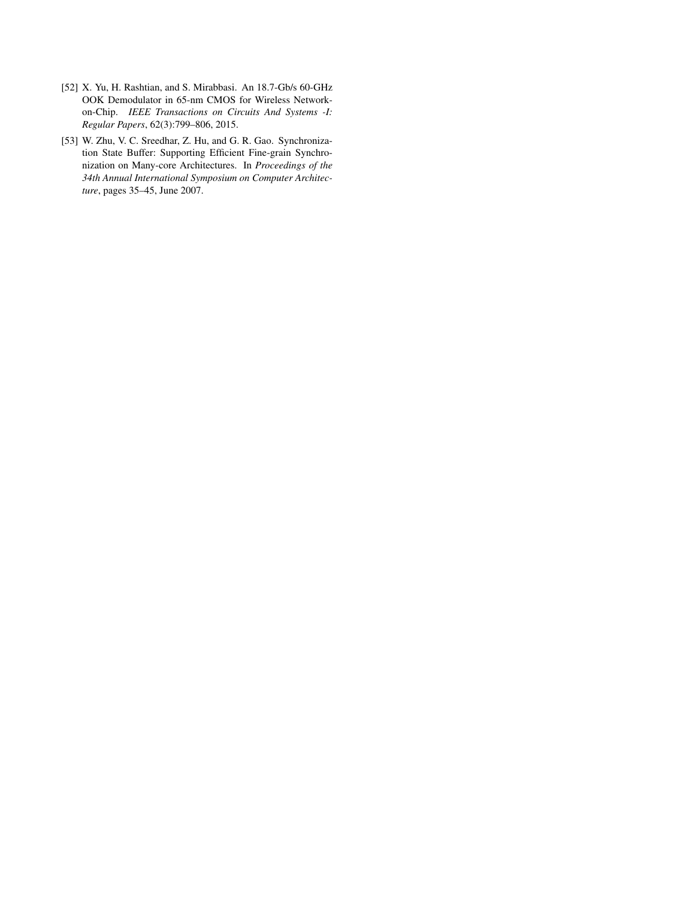[52] X. Yu, H. Rashtian, and S. Mirabbasi. An 18.7-Gb/s 60-GHz OOK Demodulator in 65-nm CMOS for Wireless Network-on-Chip. *IEEE Transactions on Circuits And Systems -I: Regular Papers*, 62(3):799–806, 2015.

[53] W. Zhu, V. C. Sreedhar, Z. Hu, and G. R. Gao. Synchronization State Buffer: Supporting Efficient Fine-grain Synchronization on Many-core Architectures. In *Proceedings of the 34th Annual International Symposium on Computer Architecture*, pages 35–45, June 2007.